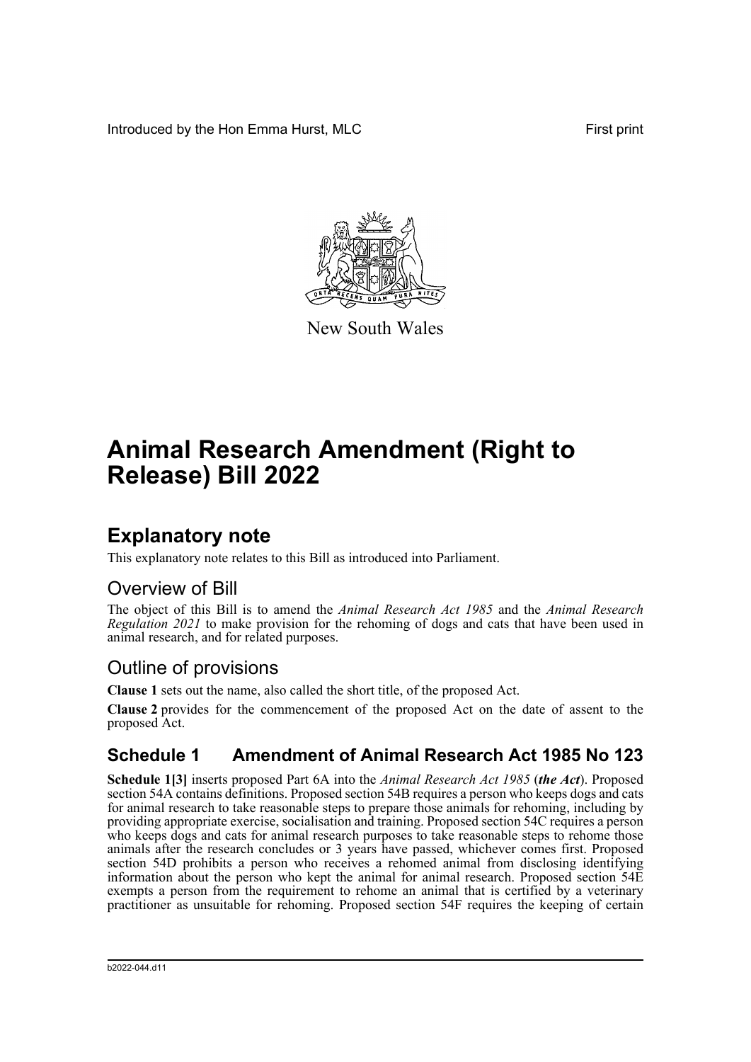Introduced by the Hon Emma Hurst, MLC First print

New South Wales

# Animal Research Amendment (Right to Release) Bill 2022

## Explanatory note

This explanatory note relates to this Bill as introduced into Parliament.

### Overview of Bill

The object of this Bill is to amend the *Animal Research Act 1985* and the *Animal Research Regulation 2021* to make provision for the rehoming of dogs and cats that have been used in animal research, and for related purposes.

### Outline of provisions

**Clause 1** sets out the name, also called the short title, of the proposed Act.

**Clause 2** provides for the commencement of the proposed Act on the date of assent to the proposed Act.

## Schedule 1 Amendment of Animal Research Act 1985 No 123

**Schedule 1[3]** inserts proposed Part 6A into the *Animal Research Act 1985* (***the Act***). Proposed section 54A contains definitions. Proposed section 54B requires a person who keeps dogs and cats for animal research to take reasonable steps to prepare those animals for rehoming, including by providing appropriate exercise, socialisation and training. Proposed section 54C requires a person who keeps dogs and cats for animal research purposes to take reasonable steps to rehome those animals after the research concludes or 3 years have passed, whichever comes first. Proposed section 54D prohibits a person who receives a rehomed animal from disclosing identifying information about the person who kept the animal for animal research. Proposed section 54E exempts a person from the requirement to rehome an animal that is certified by a veterinary practitioner as unsuitable for rehoming. Proposed section 54F requires the keeping of certain

b2022-044.d11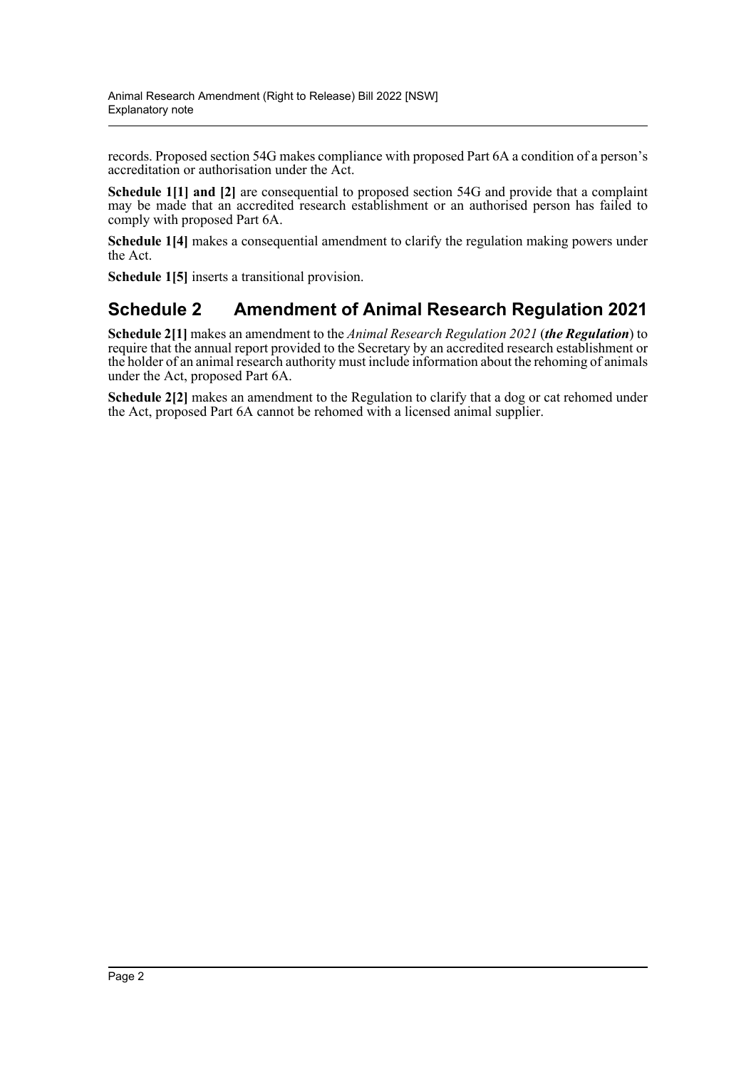records. Proposed section 54G makes compliance with proposed Part 6A a condition of a person's accreditation or authorisation under the Act.

**Schedule 1[1] and [2]** are consequential to proposed section 54G and provide that a complaint may be made that an accredited research establishment or an authorised person has failed to comply with proposed Part 6A.

**Schedule 1[4]** makes a consequential amendment to clarify the regulation making powers under the Act.

**Schedule 1[5]** inserts a transitional provision.

## Schedule 2 Amendment of Animal Research Regulation 2021

**Schedule 2[1]** makes an amendment to the *Animal Research Regulation 2021* (***the Regulation***) to require that the annual report provided to the Secretary by an accredited research establishment or the holder of an animal research authority must include information about the rehoming of animals under the Act, proposed Part 6A.

**Schedule 2[2]** makes an amendment to the Regulation to clarify that a dog or cat rehomed under the Act, proposed Part 6A cannot be rehomed with a licensed animal supplier.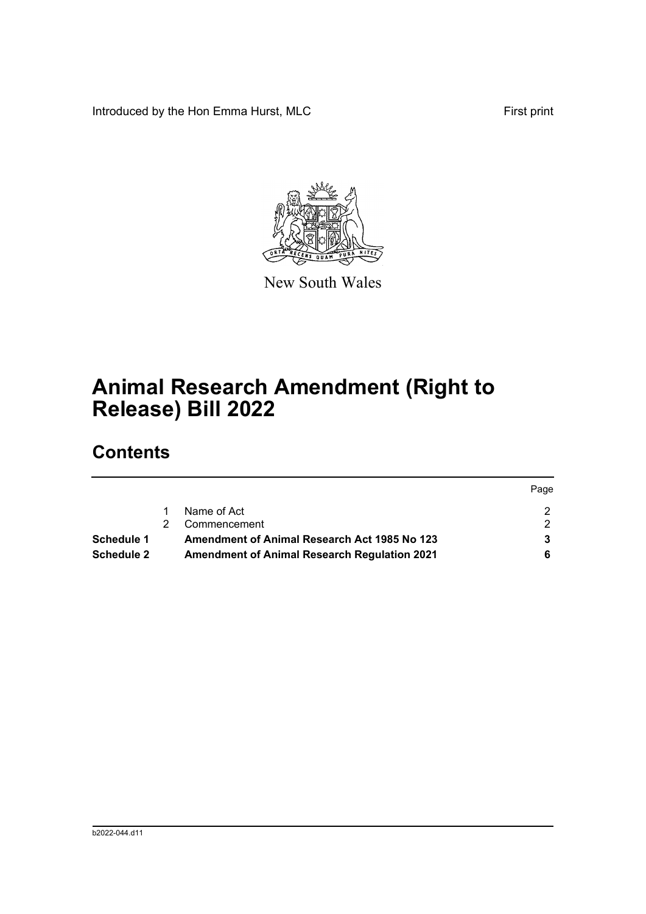Introduced by the Hon Emma Hurst, MLC

First print

New South Wales

# Animal Research Amendment (Right to Release) Bill 2022

## Contents

| | | | Page |
|---|---|---|---|
| | 1 | Name of Act | 2 |
| | 2 | Commencement | 2 |
| **Schedule 1** | | **Amendment of Animal Research Act 1985 No 123** | **3** |
| **Schedule 2** | | **Amendment of Animal Research Regulation 2021** | **6** |

b2022-044.d11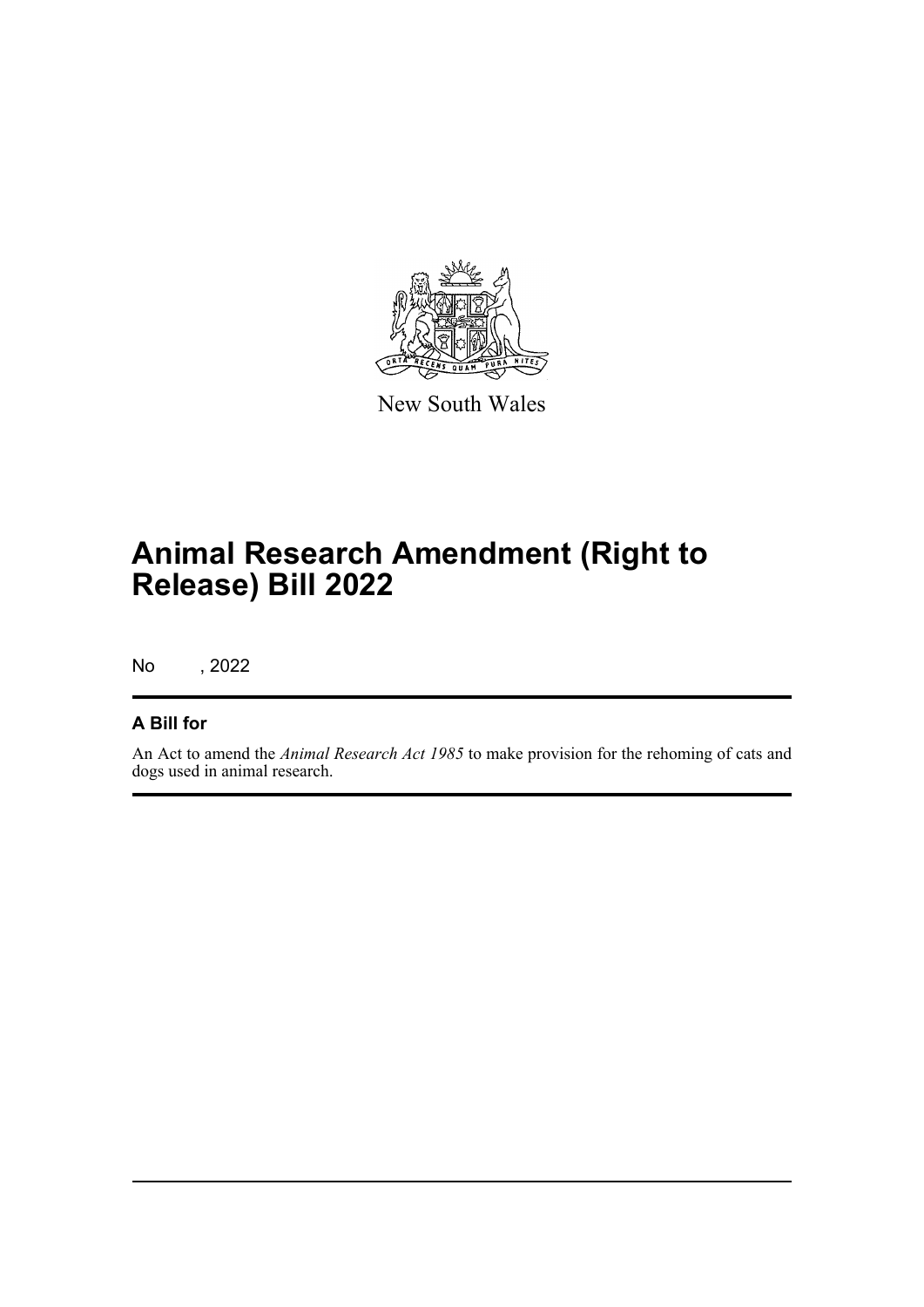New South Wales

# Animal Research Amendment (Right to Release) Bill 2022

No , 2022

## A Bill for

An Act to amend the *Animal Research Act 1985* to make provision for the rehoming of cats and dogs used in animal research.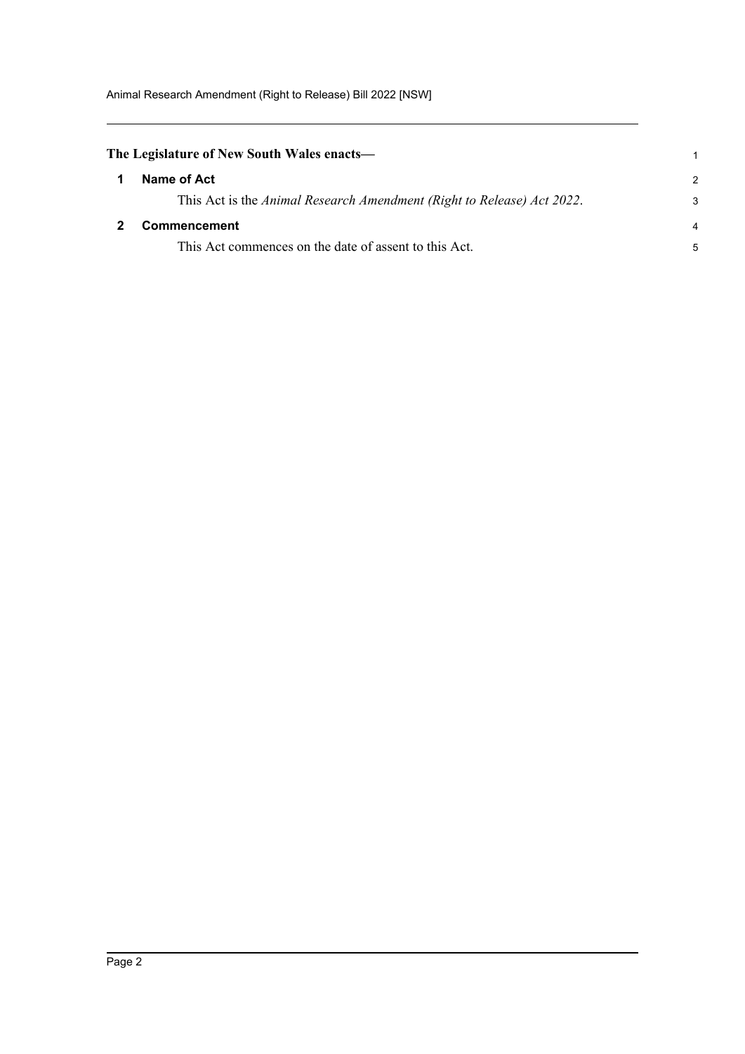**The Legislature of New South Wales enacts—**

## 1 Name of Act

This Act is the *Animal Research Amendment (Right to Release) Act 2022*.

## 2 Commencement

This Act commences on the date of assent to this Act.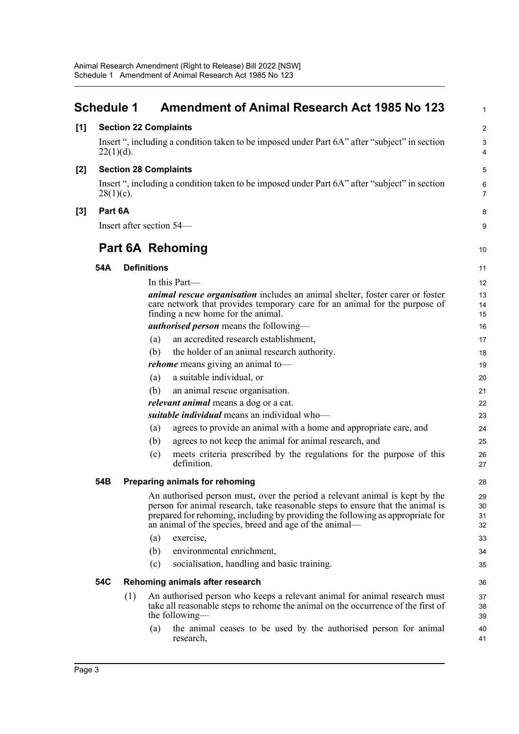# Schedule 1 Amendment of Animal Research Act 1985 No 123

**[1] Section 22 Complaints**

Insert ", including a condition taken to be imposed under Part 6A" after "subject" in section 22(1)(d).

**[2] Section 28 Complaints**

Insert ", including a condition taken to be imposed under Part 6A" after "subject" in section 28(1)(c).

**[3] Part 6A**

Insert after section 54—

## Part 6A Rehoming

### 54A Definitions

In this Part—

***animal rescue organisation*** includes an animal shelter, foster carer or foster care network that provides temporary care for an animal for the purpose of finding a new home for the animal.

***authorised person*** means the following—

(a) an accredited research establishment,

(b) the holder of an animal research authority.

***rehome*** means giving an animal to—

(a) a suitable individual, or

(b) an animal rescue organisation.

***relevant animal*** means a dog or a cat.

***suitable individual*** means an individual who—

(a) agrees to provide an animal with a home and appropriate care, and

(b) agrees to not keep the animal for animal research, and

(c) meets criteria prescribed by the regulations for the purpose of this definition.

### 54B Preparing animals for rehoming

An authorised person must, over the period a relevant animal is kept by the person for animal research, take reasonable steps to ensure that the animal is prepared for rehoming, including by providing the following as appropriate for an animal of the species, breed and age of the animal—

(a) exercise,

(b) environmental enrichment,

(c) socialisation, handling and basic training.

### 54C Rehoming animals after research

(1) An authorised person who keeps a relevant animal for animal research must take all reasonable steps to rehome the animal on the occurrence of the first of the following—

(a) the animal ceases to be used by the authorised person for animal research,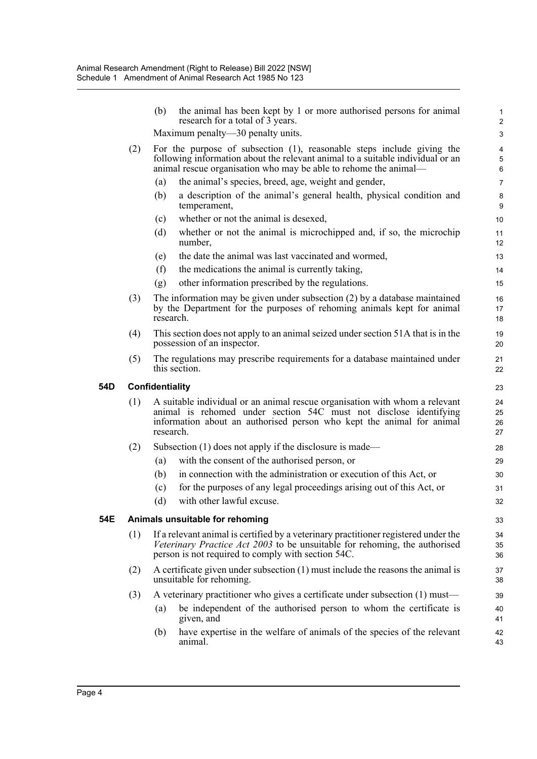(b) the animal has been kept by 1 or more authorised persons for animal research for a total of 3 years.

Maximum penalty—30 penalty units.

(2) For the purpose of subsection (1), reasonable steps include giving the following information about the relevant animal to a suitable individual or an animal rescue organisation who may be able to rehome the animal—

(a) the animal's species, breed, age, weight and gender,

(b) a description of the animal's general health, physical condition and temperament,

(c) whether or not the animal is desexed,

(d) whether or not the animal is microchipped and, if so, the microchip number,

(e) the date the animal was last vaccinated and wormed,

(f) the medications the animal is currently taking,

(g) other information prescribed by the regulations.

(3) The information may be given under subsection (2) by a database maintained by the Department for the purposes of rehoming animals kept for animal research.

(4) This section does not apply to an animal seized under section 51A that is in the possession of an inspector.

(5) The regulations may prescribe requirements for a database maintained under this section.

### 54D Confidentiality

(1) A suitable individual or an animal rescue organisation with whom a relevant animal is rehomed under section 54C must not disclose identifying information about an authorised person who kept the animal for animal research.

(2) Subsection (1) does not apply if the disclosure is made—

(a) with the consent of the authorised person, or

(b) in connection with the administration or execution of this Act, or

(c) for the purposes of any legal proceedings arising out of this Act, or

(d) with other lawful excuse.

### 54E Animals unsuitable for rehoming

(1) If a relevant animal is certified by a veterinary practitioner registered under the *Veterinary Practice Act 2003* to be unsuitable for rehoming, the authorised person is not required to comply with section 54C.

(2) A certificate given under subsection (1) must include the reasons the animal is unsuitable for rehoming.

(3) A veterinary practitioner who gives a certificate under subsection (1) must—

(a) be independent of the authorised person to whom the certificate is given, and

(b) have expertise in the welfare of animals of the species of the relevant animal.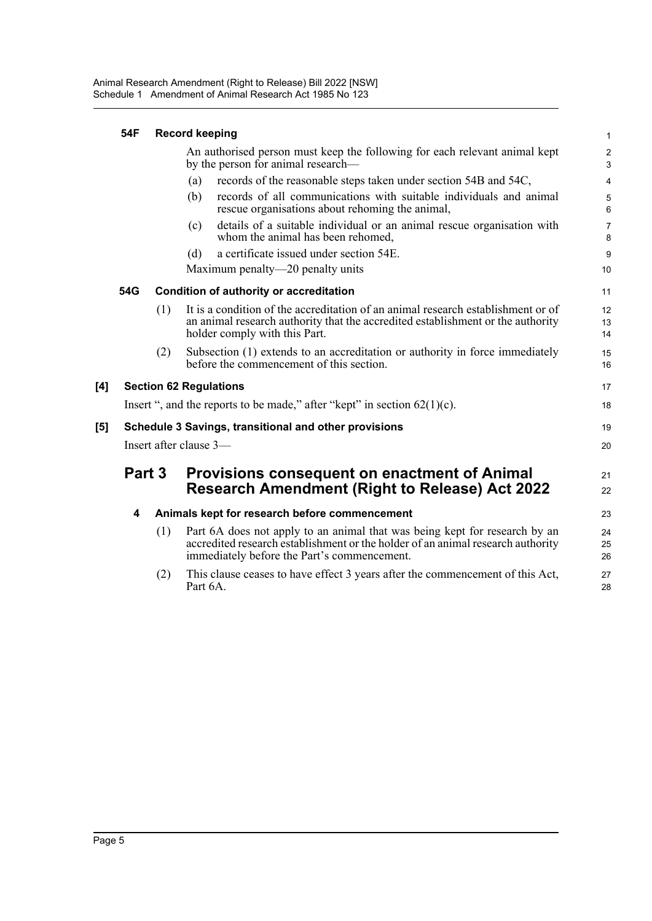### 54F Record keeping

An authorised person must keep the following for each relevant animal kept by the person for animal research—

(a) records of the reasonable steps taken under section 54B and 54C,

(b) records of all communications with suitable individuals and animal rescue organisations about rehoming the animal,

(c) details of a suitable individual or an animal rescue organisation with whom the animal has been rehomed,

(d) a certificate issued under section 54E.

Maximum penalty—20 penalty units

### 54G Condition of authority or accreditation

(1) It is a condition of the accreditation of an animal research establishment or of an animal research authority that the accredited establishment or the authority holder comply with this Part.

(2) Subsection (1) extends to an accreditation or authority in force immediately before the commencement of this section.

## [4] Section 62 Regulations

Insert ", and the reports to be made," after "kept" in section 62(1)(c).

## [5] Schedule 3 Savings, transitional and other provisions

Insert after clause 3—

# Part 3 Provisions consequent on enactment of Animal Research Amendment (Right to Release) Act 2022

### 4 Animals kept for research before commencement

(1) Part 6A does not apply to an animal that was being kept for research by an accredited research establishment or the holder of an animal research authority immediately before the Part's commencement.

(2) This clause ceases to have effect 3 years after the commencement of this Act, Part 6A.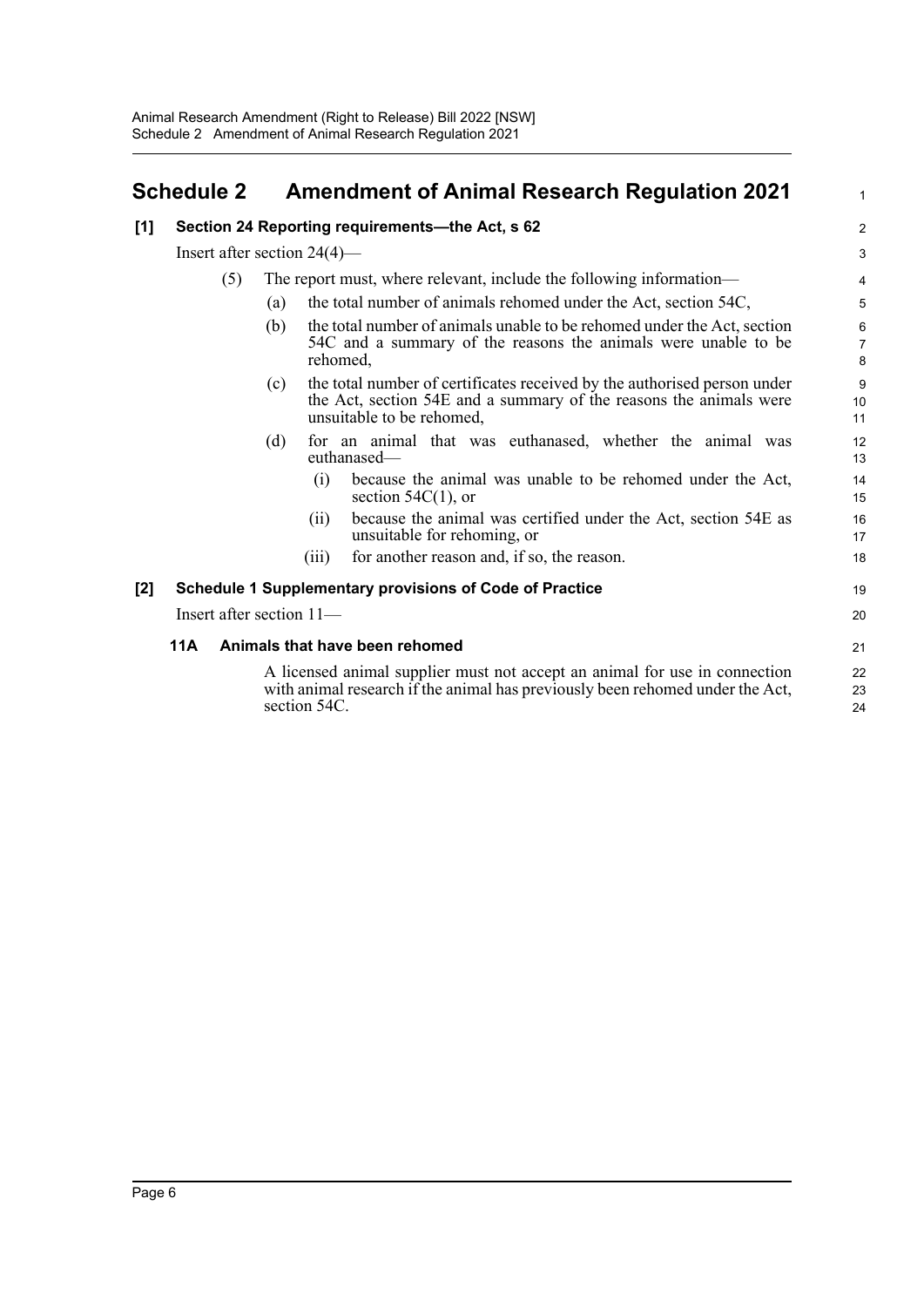# Schedule 2 Amendment of Animal Research Regulation 2021

**[1] Section 24 Reporting requirements—the Act, s 62**

Insert after section 24(4)—

(5) The report must, where relevant, include the following information—

(a) the total number of animals rehomed under the Act, section 54C,

(b) the total number of animals unable to be rehomed under the Act, section 54C and a summary of the reasons the animals were unable to be rehomed,

(c) the total number of certificates received by the authorised person under the Act, section 54E and a summary of the reasons the animals were unsuitable to be rehomed,

(d) for an animal that was euthanased, whether the animal was euthanased—

(i) because the animal was unable to be rehomed under the Act, section 54C(1), or

(ii) because the animal was certified under the Act, section 54E as unsuitable for rehoming, or

(iii) for another reason and, if so, the reason.

**[2] Schedule 1 Supplementary provisions of Code of Practice**

Insert after section 11—

**11A Animals that have been rehomed**

A licensed animal supplier must not accept an animal for use in connection with animal research if the animal has previously been rehomed under the Act, section 54C.